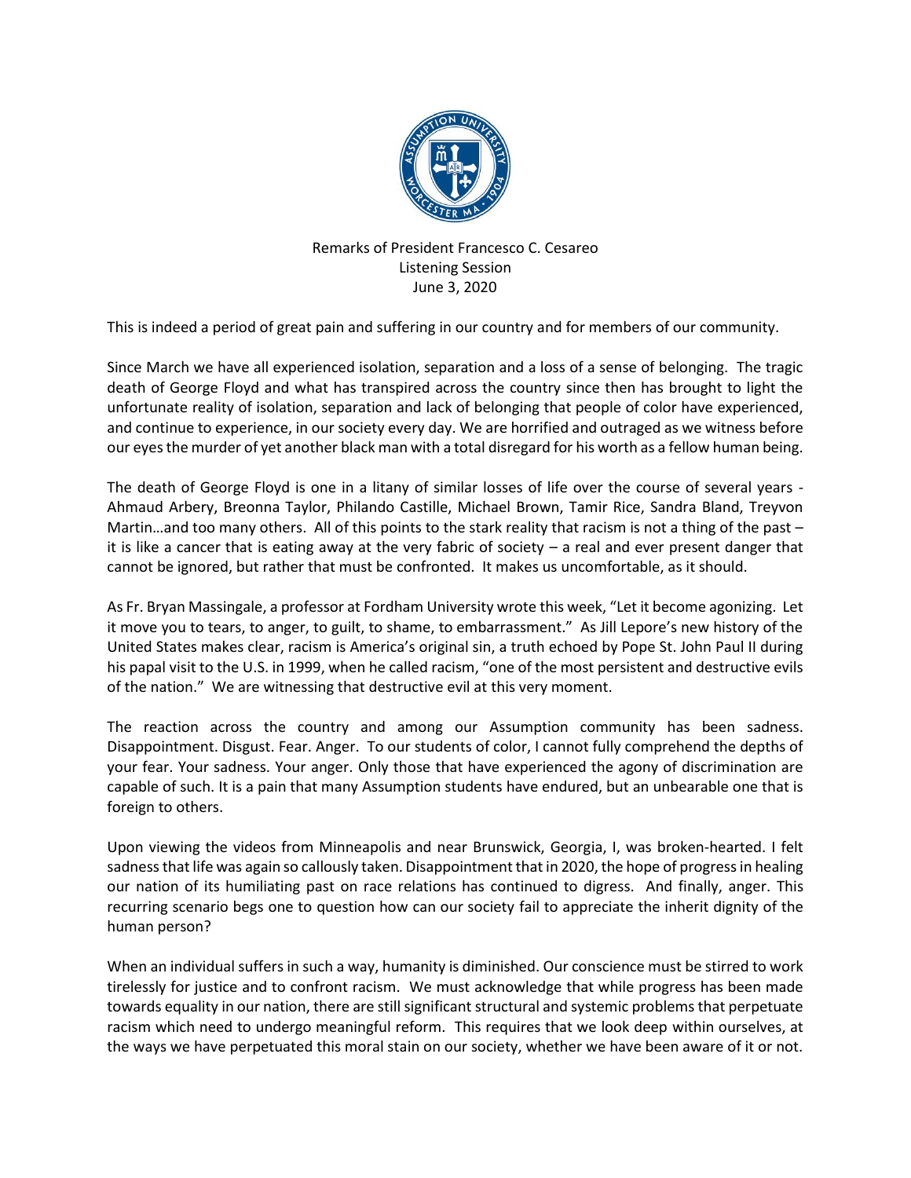Remarks of President Francesco C. Cesareo
Listening Session
June 3, 2020

This is indeed a period of great pain and suffering in our country and for members of our community.

Since March we have all experienced isolation, separation and a loss of a sense of belonging. The tragic death of George Floyd and what has transpired across the country since then has brought to light the unfortunate reality of isolation, separation and lack of belonging that people of color have experienced, and continue to experience, in our society every day. We are horrified and outraged as we witness before our eyes the murder of yet another black man with a total disregard for his worth as a fellow human being.

The death of George Floyd is one in a litany of similar losses of life over the course of several years - Ahmaud Arbery, Breonna Taylor, Philando Castille, Michael Brown, Tamir Rice, Sandra Bland, Treyvon Martin…and too many others. All of this points to the stark reality that racism is not a thing of the past – it is like a cancer that is eating away at the very fabric of society – a real and ever present danger that cannot be ignored, but rather that must be confronted. It makes us uncomfortable, as it should.

As Fr. Bryan Massingale, a professor at Fordham University wrote this week, "Let it become agonizing. Let it move you to tears, to anger, to guilt, to shame, to embarrassment." As Jill Lepore's new history of the United States makes clear, racism is America's original sin, a truth echoed by Pope St. John Paul II during his papal visit to the U.S. in 1999, when he called racism, "one of the most persistent and destructive evils of the nation." We are witnessing that destructive evil at this very moment.

The reaction across the country and among our Assumption community has been sadness. Disappointment. Disgust. Fear. Anger. To our students of color, I cannot fully comprehend the depths of your fear. Your sadness. Your anger. Only those that have experienced the agony of discrimination are capable of such. It is a pain that many Assumption students have endured, but an unbearable one that is foreign to others.

Upon viewing the videos from Minneapolis and near Brunswick, Georgia, I, was broken-hearted. I felt sadness that life was again so callously taken. Disappointment that in 2020, the hope of progress in healing our nation of its humiliating past on race relations has continued to digress. And finally, anger. This recurring scenario begs one to question how can our society fail to appreciate the inherit dignity of the human person?

When an individual suffers in such a way, humanity is diminished. Our conscience must be stirred to work tirelessly for justice and to confront racism. We must acknowledge that while progress has been made towards equality in our nation, there are still significant structural and systemic problems that perpetuate racism which need to undergo meaningful reform. This requires that we look deep within ourselves, at the ways we have perpetuated this moral stain on our society, whether we have been aware of it or not.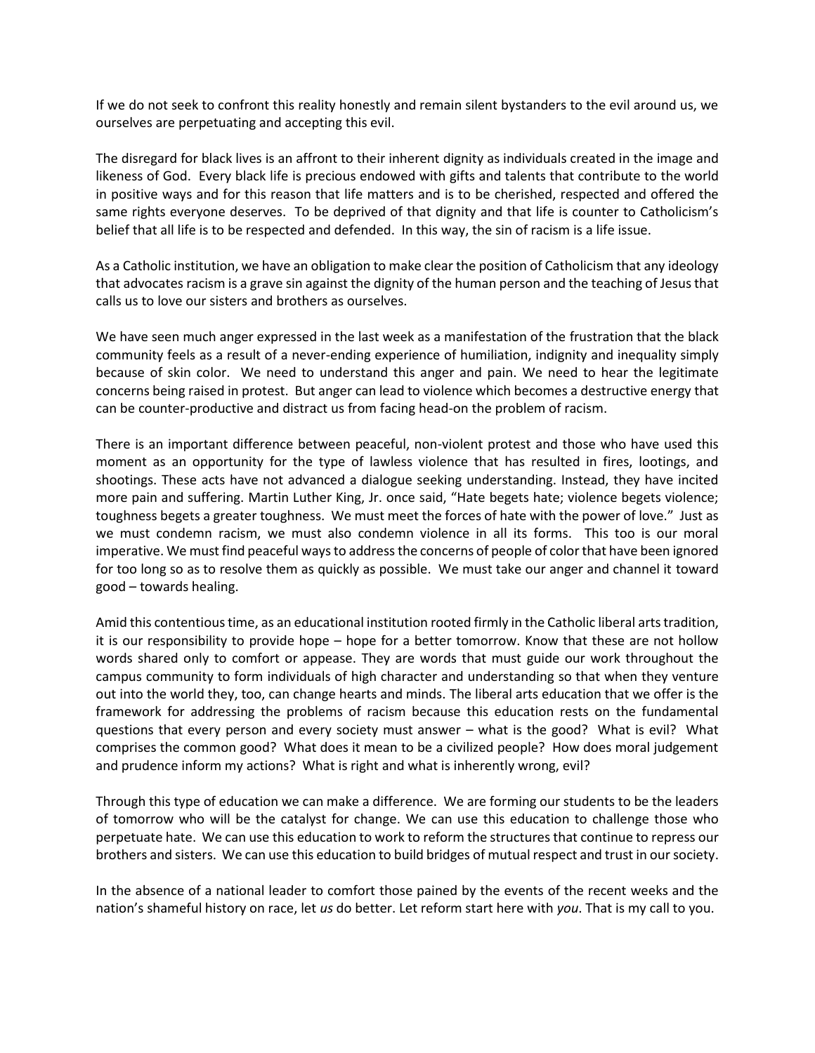If we do not seek to confront this reality honestly and remain silent bystanders to the evil around us, we ourselves are perpetuating and accepting this evil.

The disregard for black lives is an affront to their inherent dignity as individuals created in the image and likeness of God. Every black life is precious endowed with gifts and talents that contribute to the world in positive ways and for this reason that life matters and is to be cherished, respected and offered the same rights everyone deserves. To be deprived of that dignity and that life is counter to Catholicism's belief that all life is to be respected and defended. In this way, the sin of racism is a life issue.

As a Catholic institution, we have an obligation to make clear the position of Catholicism that any ideology that advocates racism is a grave sin against the dignity of the human person and the teaching of Jesus that calls us to love our sisters and brothers as ourselves.

We have seen much anger expressed in the last week as a manifestation of the frustration that the black community feels as a result of a never-ending experience of humiliation, indignity and inequality simply because of skin color. We need to understand this anger and pain. We need to hear the legitimate concerns being raised in protest. But anger can lead to violence which becomes a destructive energy that can be counter-productive and distract us from facing head-on the problem of racism.

There is an important difference between peaceful, non-violent protest and those who have used this moment as an opportunity for the type of lawless violence that has resulted in fires, lootings, and shootings. These acts have not advanced a dialogue seeking understanding. Instead, they have incited more pain and suffering. Martin Luther King, Jr. once said, "Hate begets hate; violence begets violence; toughness begets a greater toughness. We must meet the forces of hate with the power of love." Just as we must condemn racism, we must also condemn violence in all its forms. This too is our moral imperative. We must find peaceful ways to address the concerns of people of color that have been ignored for too long so as to resolve them as quickly as possible. We must take our anger and channel it toward good – towards healing.

Amid this contentious time, as an educational institution rooted firmly in the Catholic liberal arts tradition, it is our responsibility to provide hope – hope for a better tomorrow. Know that these are not hollow words shared only to comfort or appease. They are words that must guide our work throughout the campus community to form individuals of high character and understanding so that when they venture out into the world they, too, can change hearts and minds. The liberal arts education that we offer is the framework for addressing the problems of racism because this education rests on the fundamental questions that every person and every society must answer – what is the good? What is evil? What comprises the common good? What does it mean to be a civilized people? How does moral judgement and prudence inform my actions? What is right and what is inherently wrong, evil?

Through this type of education we can make a difference. We are forming our students to be the leaders of tomorrow who will be the catalyst for change. We can use this education to challenge those who perpetuate hate. We can use this education to work to reform the structures that continue to repress our brothers and sisters. We can use this education to build bridges of mutual respect and trust in our society.

In the absence of a national leader to comfort those pained by the events of the recent weeks and the nation's shameful history on race, let *us* do better. Let reform start here with *you*. That is my call to you.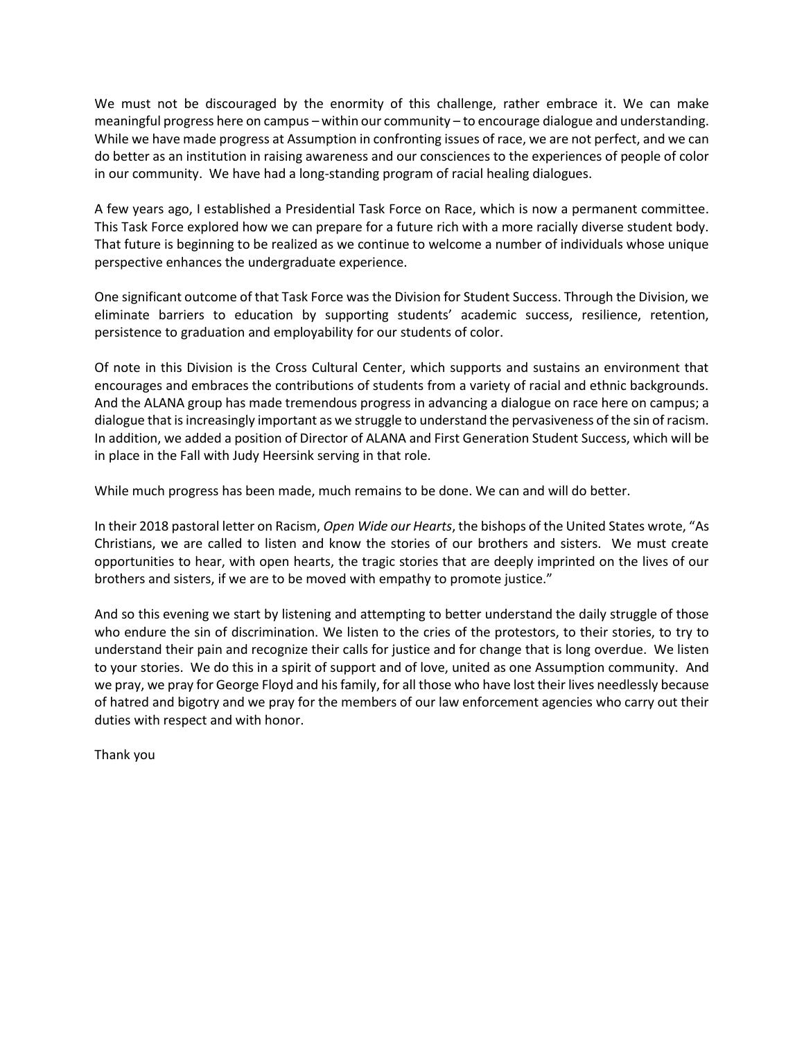We must not be discouraged by the enormity of this challenge, rather embrace it. We can make meaningful progress here on campus – within our community – to encourage dialogue and understanding. While we have made progress at Assumption in confronting issues of race, we are not perfect, and we can do better as an institution in raising awareness and our consciences to the experiences of people of color in our community. We have had a long-standing program of racial healing dialogues.

A few years ago, I established a Presidential Task Force on Race, which is now a permanent committee. This Task Force explored how we can prepare for a future rich with a more racially diverse student body. That future is beginning to be realized as we continue to welcome a number of individuals whose unique perspective enhances the undergraduate experience.

One significant outcome of that Task Force was the Division for Student Success. Through the Division, we eliminate barriers to education by supporting students' academic success, resilience, retention, persistence to graduation and employability for our students of color.

Of note in this Division is the Cross Cultural Center, which supports and sustains an environment that encourages and embraces the contributions of students from a variety of racial and ethnic backgrounds. And the ALANA group has made tremendous progress in advancing a dialogue on race here on campus; a dialogue that is increasingly important as we struggle to understand the pervasiveness of the sin of racism. In addition, we added a position of Director of ALANA and First Generation Student Success, which will be in place in the Fall with Judy Heersink serving in that role.

While much progress has been made, much remains to be done. We can and will do better.

In their 2018 pastoral letter on Racism, *Open Wide our Hearts*, the bishops of the United States wrote, "As Christians, we are called to listen and know the stories of our brothers and sisters. We must create opportunities to hear, with open hearts, the tragic stories that are deeply imprinted on the lives of our brothers and sisters, if we are to be moved with empathy to promote justice."

And so this evening we start by listening and attempting to better understand the daily struggle of those who endure the sin of discrimination. We listen to the cries of the protestors, to their stories, to try to understand their pain and recognize their calls for justice and for change that is long overdue. We listen to your stories. We do this in a spirit of support and of love, united as one Assumption community. And we pray, we pray for George Floyd and his family, for all those who have lost their lives needlessly because of hatred and bigotry and we pray for the members of our law enforcement agencies who carry out their duties with respect and with honor.

Thank you